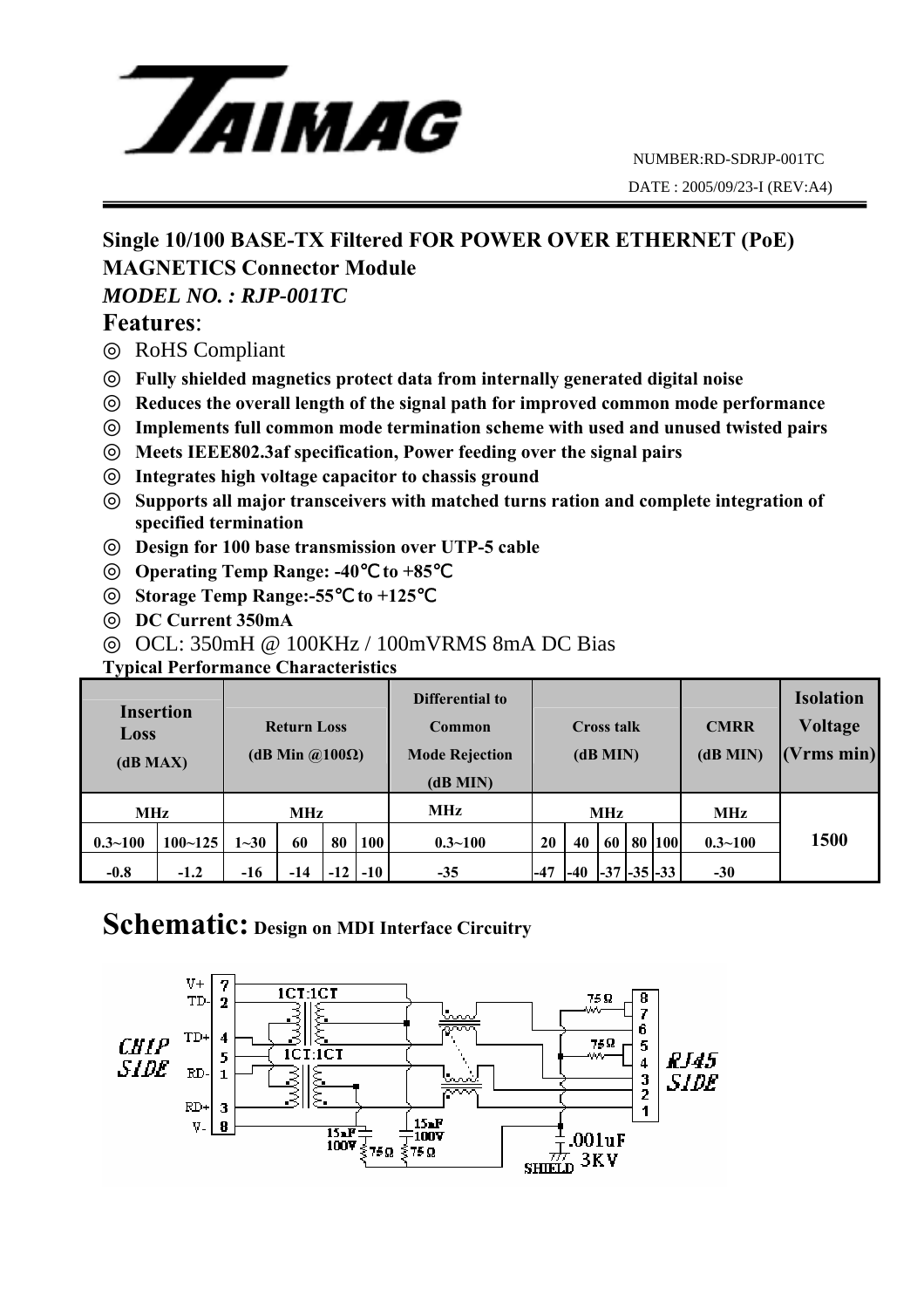NUMBER:RD-SDRJP-001TC

DATE : 2005/09/23-I (REV:A4)

## Single 10/100 BASE-TX Filtered FOR POWER OVER ETHERNET (PoE) MAGNETICS Connector Module

### *MODEL NO. : RJP-001TC*

## Features:

- ◎ RoHS Compliant
- ◎ **Fully shielded magnetics protect data from internally generated digital noise**
- ◎ **Reduces the overall length of the signal path for improved common mode performance**
- ◎ **Implements full common mode termination scheme with used and unused twisted pairs**
- ◎ **Meets IEEE802.3af specification, Power feeding over the signal pairs**
- ◎ **Integrates high voltage capacitor to chassis ground**
- ◎ **Supports all major transceivers with matched turns ration and complete integration of specified termination**
- ◎ **Design for 100 base transmission over UTP-5 cable**
- ◎ **Operating Temp Range: -40℃ to +85℃**
- ◎ **Storage Temp Range:-55℃ to +125℃**
- ◎ **DC Current 350mA**
- ◎ OCL: 350mH @ 100KHz / 100mVRMS 8mA DC Bias

**Typical Performance Characteristics**

| Insertion Loss (dB MAX) | | Return Loss (dB Min @100Ω) | | | | Differential to Common Mode Rejection (dB MIN) | Cross talk (dB MIN) | | | | | CMRR (dB MIN) | Isolation Voltage (Vrms min) |
|---|---|---|---|---|---|---|---|---|---|---|---|---|---|
| MHz | | MHz | | | | MHz | MHz | | | | | MHz | |
| 0.3~100 | 100~125 | 1~30 | 60 | 80 | 100 | 0.3~100 | 20 | 40 | 60 | 80 | 100 | 0.3~100 | 1500 |
| -0.8 | -1.2 | -16 | -14 | -12 | -10 | -35 | -47 | -40 | -37 | -35 | -33 | -30 | |

# Schematic: Design on MDI Interface Circuitry

CHIP SIDE: V+ 7, TD- 2, TD+ 4, 5, RD- 1, RD+ 3, V- 8

1CT:1CT, 1CT:1CT, 75Ω, 75Ω, 15nF 100V, 75Ω, 15nF 100V, 75Ω, .001uF 3KV, SHIELD

RJ45 SIDE: 8, 7, 6, 5, 4, 3, 2, 1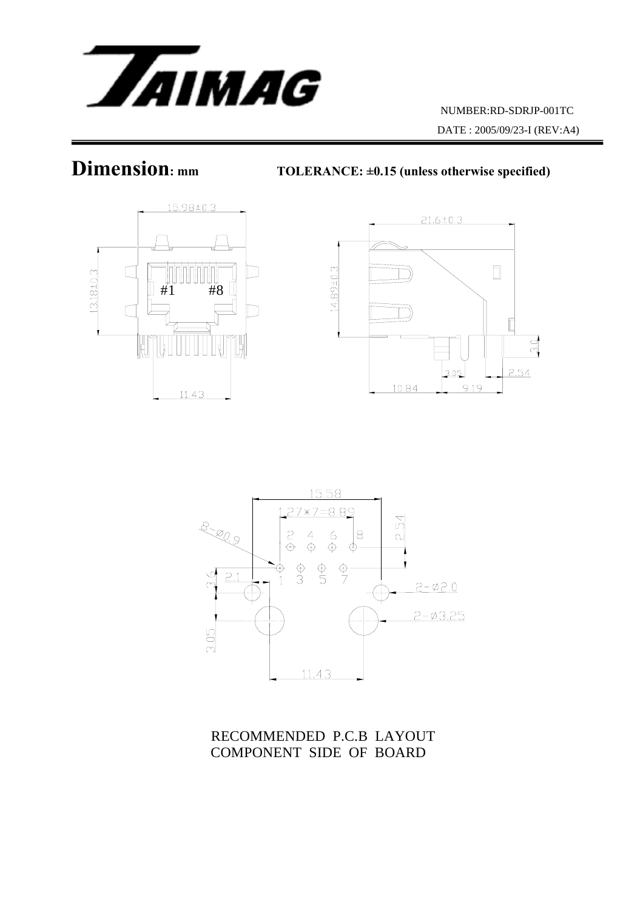NUMBER:RD-SDRJP-001TC

DATE : 2005/09/23-I (REV:A4)

# Dimension: mm

**TOLERANCE: ±0.15 (unless otherwise specified)**

15.98±0.3

13.18±0.3

#1 #8

11.43

21.6±0.3

14.89±0.3

3.0

3.05

2.54

10.84

9.19

15.58

1.27*7=8.89

8-Ø0.9

2 4 6 8

2.54

1 3 5 7

3.6

2.1

2-Ø2.0

2-Ø3.25

3.05

11.43

RECOMMENDED P.C.B LAYOUT
COMPONENT SIDE OF BOARD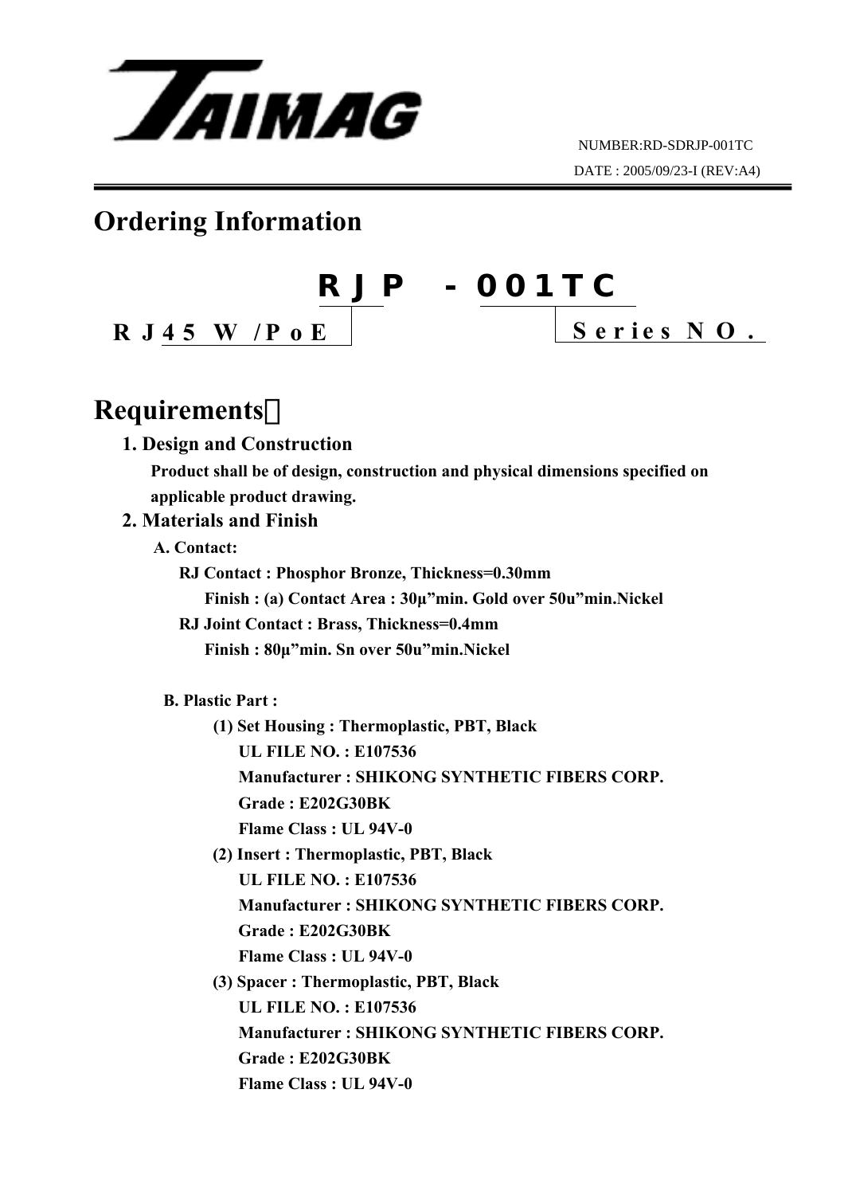NUMBER:RD-SDRJP-001TC

DATE : 2005/09/23-I (REV:A4)

# Ordering Information

**RJP - 001TC**

RJ45 W/PoE | Series NO.

# Requirements：

### 1. Design and Construction

**Product shall be of design, construction and physical dimensions specified on applicable product drawing.**

### 2. Materials and Finish

**A. Contact:**

**RJ Contact : Phosphor Bronze, Thickness=0.30mm**

**Finish : (a) Contact Area : 30μ"min. Gold over 50u"min.Nickel**

**RJ Joint Contact : Brass, Thickness=0.4mm**

**Finish : 80μ"min. Sn over 50u"min.Nickel**

**B. Plastic Part :**

**(1) Set Housing : Thermoplastic, PBT, Black**

**UL FILE NO. : E107536**

**Manufacturer : SHIKONG SYNTHETIC FIBERS CORP.**

**Grade : E202G30BK**

**Flame Class : UL 94V-0**

**(2) Insert : Thermoplastic, PBT, Black**

**UL FILE NO. : E107536**

**Manufacturer : SHIKONG SYNTHETIC FIBERS CORP.**

**Grade : E202G30BK**

**Flame Class : UL 94V-0**

**(3) Spacer : Thermoplastic, PBT, Black**

**UL FILE NO. : E107536**

**Manufacturer : SHIKONG SYNTHETIC FIBERS CORP.**

**Grade : E202G30BK**

**Flame Class : UL 94V-0**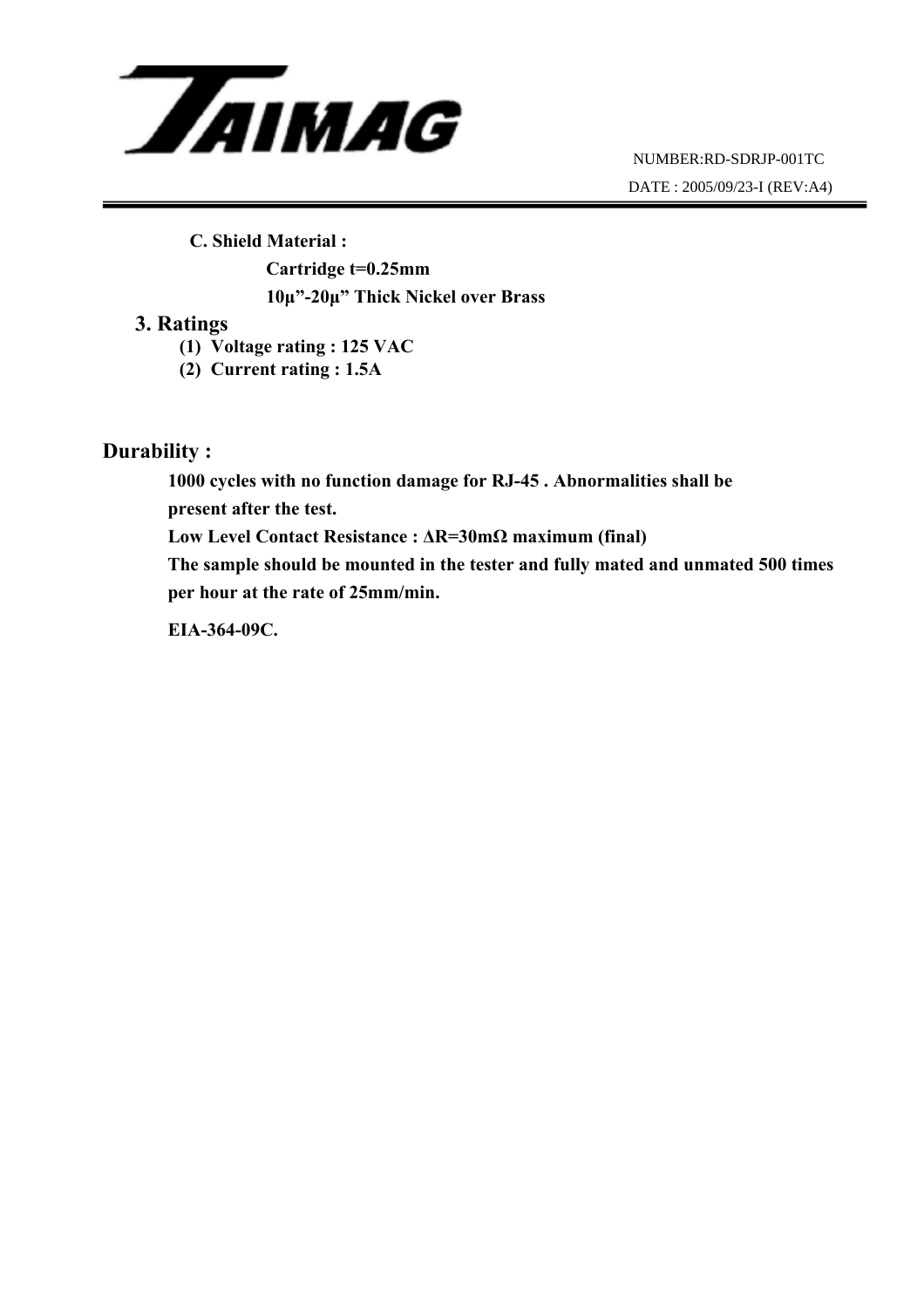**C. Shield Material :**

**Cartridge t=0.25mm**

**10μ”-20μ” Thick Nickel over Brass**

## 3. Ratings

**(1) Voltage rating : 125 VAC**

**(2) Current rating : 1.5A**

## Durability :

**1000 cycles with no function damage for RJ-45 . Abnormalities shall be present after the test.**

**Low Level Contact Resistance : ΔR=30mΩ maximum (final)**

**The sample should be mounted in the tester and fully mated and unmated 500 times per hour at the rate of 25mm/min.**

**EIA-364-09C.**